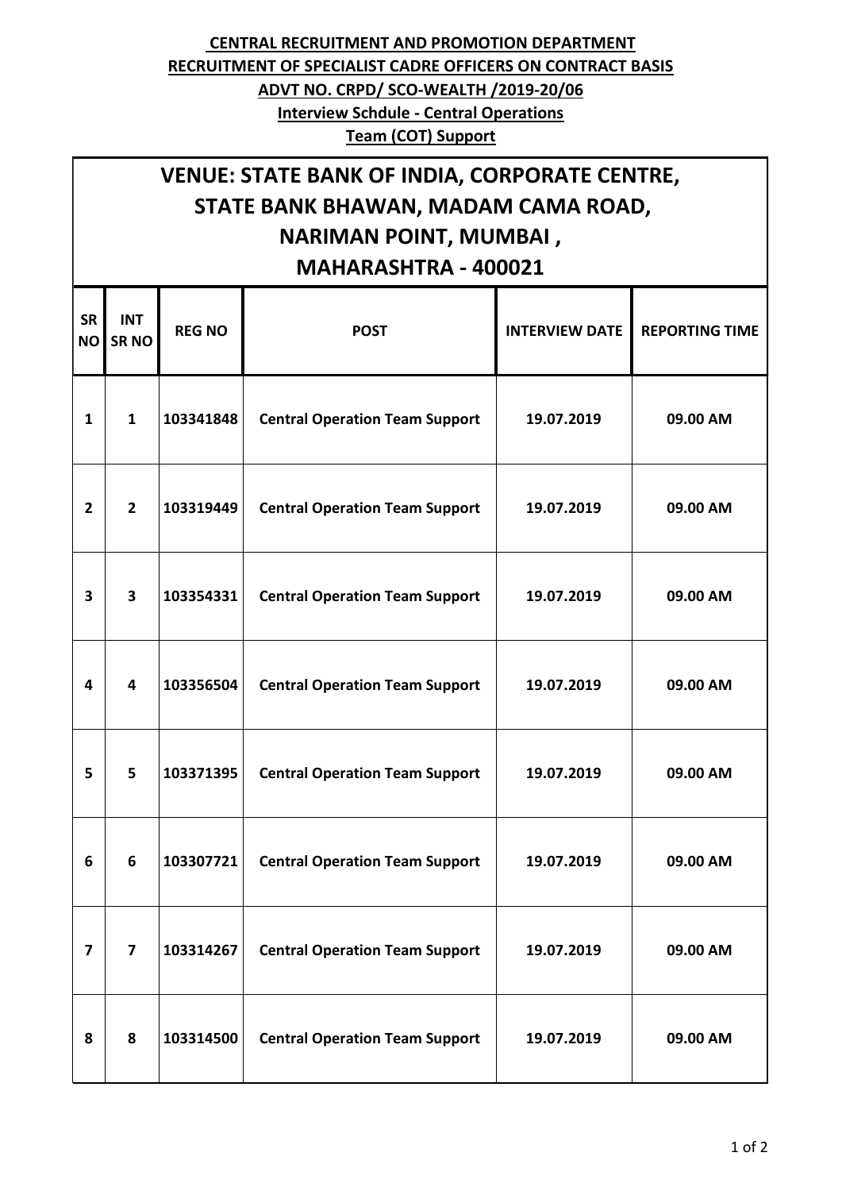**CENTRAL RECRUITMENT AND PROMOTION DEPARTMENT**

**RECRUITMENT OF SPECIALIST CADRE OFFICERS ON CONTRACT BASIS**

**ADVT NO. CRPD/ SCO-WEALTH /2019-20/06**

**Interview Schdule - Central Operations Team (COT) Support**

| VENUE: STATE BANK OF INDIA, CORPORATE CENTRE, STATE BANK BHAWAN, MADAM CAMA ROAD, NARIMAN POINT, MUMBAI , MAHARASHTRA - 400021 | | | | | |
|---|---|---|---|---|---|
| **SR NO** | **INT SR NO** | **REG NO** | **POST** | **INTERVIEW DATE** | **REPORTING TIME** |
| 1 | 1 | 103341848 | Central Operation Team Support | 19.07.2019 | 09.00 AM |
| 2 | 2 | 103319449 | Central Operation Team Support | 19.07.2019 | 09.00 AM |
| 3 | 3 | 103354331 | Central Operation Team Support | 19.07.2019 | 09.00 AM |
| 4 | 4 | 103356504 | Central Operation Team Support | 19.07.2019 | 09.00 AM |
| 5 | 5 | 103371395 | Central Operation Team Support | 19.07.2019 | 09.00 AM |
| 6 | 6 | 103307721 | Central Operation Team Support | 19.07.2019 | 09.00 AM |
| 7 | 7 | 103314267 | Central Operation Team Support | 19.07.2019 | 09.00 AM |
| 8 | 8 | 103314500 | Central Operation Team Support | 19.07.2019 | 09.00 AM |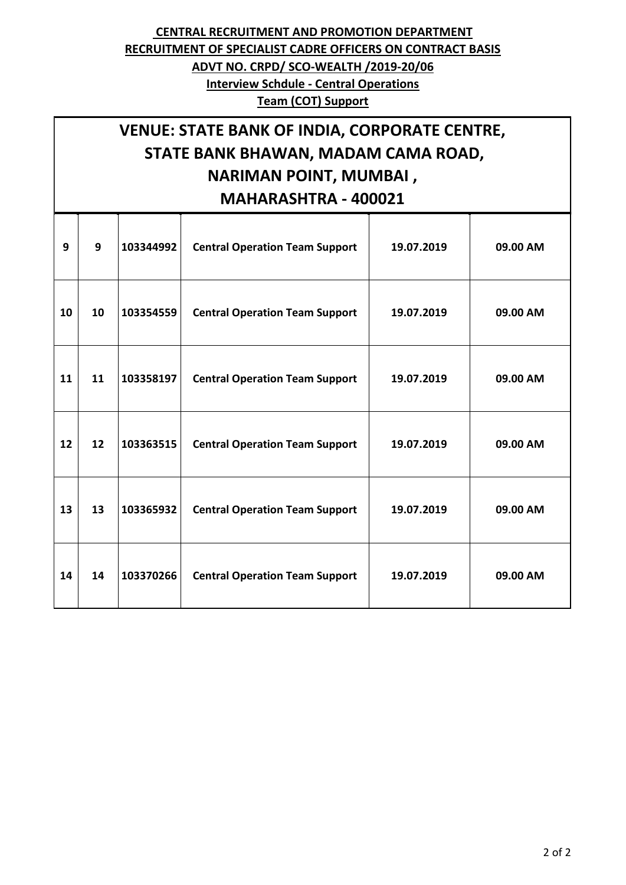**CENTRAL RECRUITMENT AND PROMOTION DEPARTMENT**

**RECRUITMENT OF SPECIALIST CADRE OFFICERS ON CONTRACT BASIS**

**ADVT NO. CRPD/ SCO-WEALTH /2019-20/06**

**Interview Schdule - Central Operations Team (COT) Support**

## VENUE: STATE BANK OF INDIA, CORPORATE CENTRE, STATE BANK BHAWAN, MADAM CAMA ROAD, NARIMAN POINT, MUMBAI , MAHARASHTRA - 400021

| | | | | | |
|---|---|---|---|---|---|
| 9 | 9 | 103344992 | Central Operation Team Support | 19.07.2019 | 09.00 AM |
| 10 | 10 | 103354559 | Central Operation Team Support | 19.07.2019 | 09.00 AM |
| 11 | 11 | 103358197 | Central Operation Team Support | 19.07.2019 | 09.00 AM |
| 12 | 12 | 103363515 | Central Operation Team Support | 19.07.2019 | 09.00 AM |
| 13 | 13 | 103365932 | Central Operation Team Support | 19.07.2019 | 09.00 AM |
| 14 | 14 | 103370266 | Central Operation Team Support | 19.07.2019 | 09.00 AM |